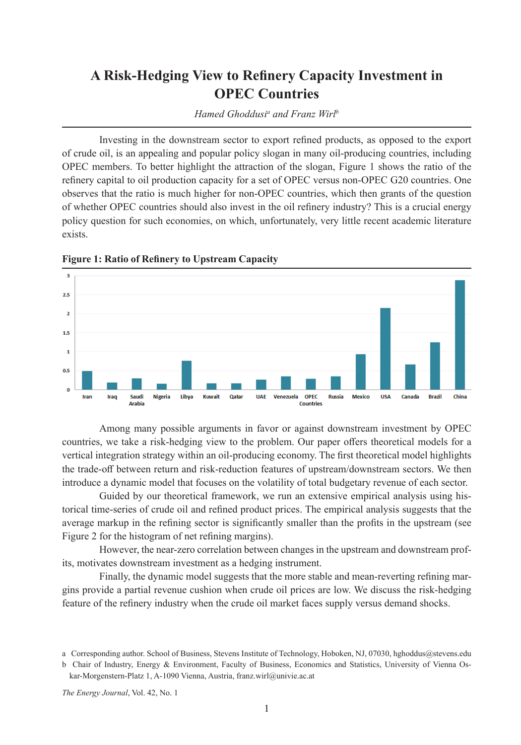# A Risk-Hedging View to Refinery Capacity Investment in OPEC Countries

*Hamed Ghoddusi*[a] *and Franz Wirl*[b]

Investing in the downstream sector to export refined products, as opposed to the export of crude oil, is an appealing and popular policy slogan in many oil-producing countries, including OPEC members. To better highlight the attraction of the slogan, Figure 1 shows the ratio of the refinery capital to oil production capacity for a set of OPEC versus non-OPEC G20 countries. One observes that the ratio is much higher for non-OPEC countries, which then grants of the question of whether OPEC countries should also invest in the oil refinery industry? This is a crucial energy policy question for such economies, on which, unfortunately, very little recent academic literature exists.

**Figure 1: Ratio of Refinery to Upstream Capacity**

Among many possible arguments in favor or against downstream investment by OPEC countries, we take a risk-hedging view to the problem. Our paper offers theoretical models for a vertical integration strategy within an oil-producing economy. The first theoretical model highlights the trade-off between return and risk-reduction features of upstream/downstream sectors. We then introduce a dynamic model that focuses on the volatility of total budgetary revenue of each sector.

Guided by our theoretical framework, we run an extensive empirical analysis using historical time-series of crude oil and refined product prices. The empirical analysis suggests that the average markup in the refining sector is significantly smaller than the profits in the upstream (see Figure 2 for the histogram of net refining margins).

However, the near-zero correlation between changes in the upstream and downstream profits, motivates downstream investment as a hedging instrument.

Finally, the dynamic model suggests that the more stable and mean-reverting refining margins provide a partial revenue cushion when crude oil prices are low. We discuss the risk-hedging feature of the refinery industry when the crude oil market faces supply versus demand shocks.

a Corresponding author. School of Business, Stevens Institute of Technology, Hoboken, NJ, 07030, hghoddus@stevens.edu

b Chair of Industry, Energy & Environment, Faculty of Business, Economics and Statistics, University of Vienna Oskar-Morgenstern-Platz 1, A-1090 Vienna, Austria, franz.wirl@univie.ac.at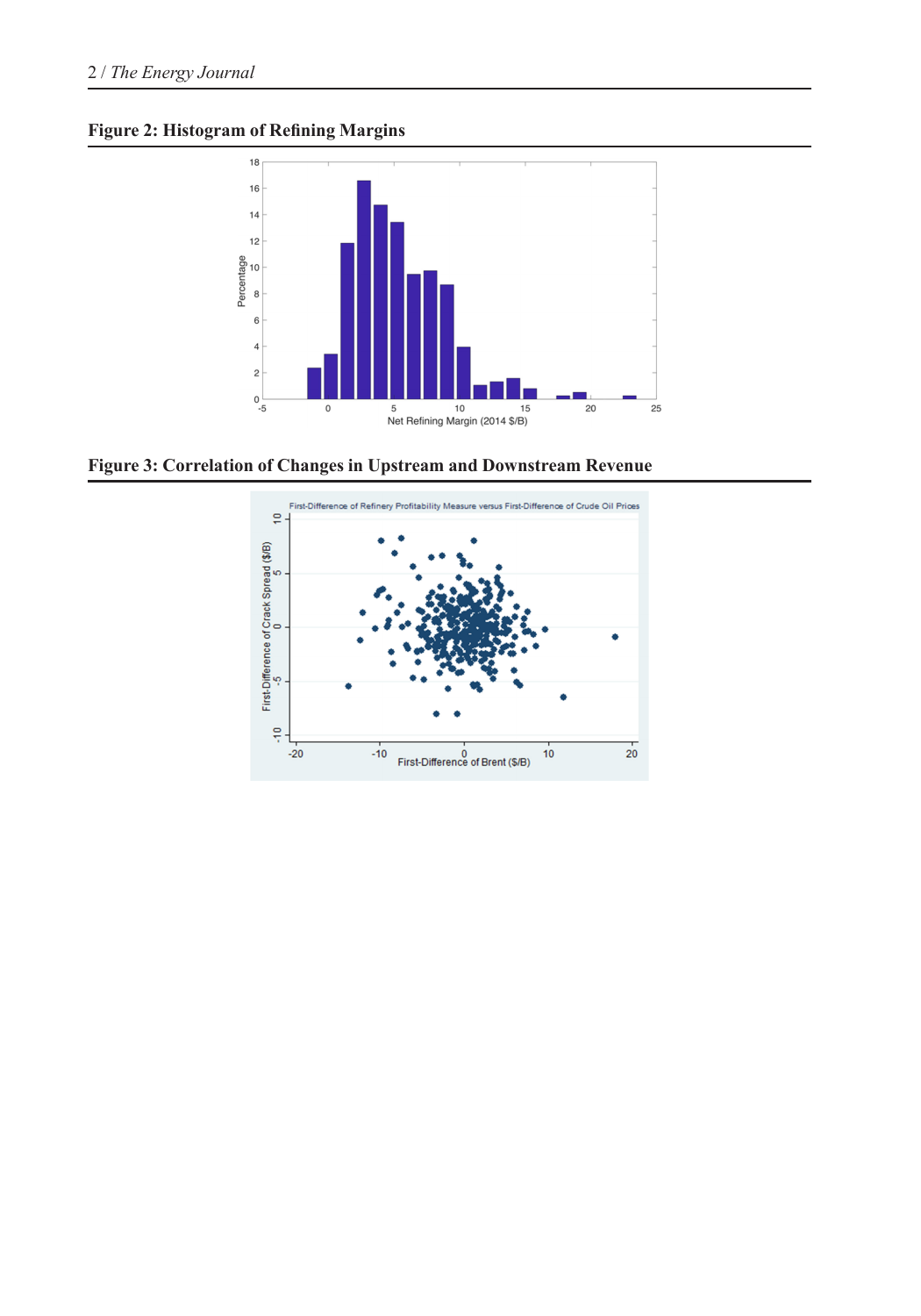**Figure 2: Histogram of Refining Margins**

Percentage

18
16
14
12
10
8
6
4
2
0

-5
0
5
10
15
20
25

Net Refining Margin (2014 $/B)

**Figure 3: Correlation of Changes in Upstream and Downstream Revenue**

First-Difference of Refinery Profitability Measure versus First-Difference of Crude Oil Prices

First-Difference of Crack Spread ($/B)

10
5
0
-5
-10

-20
-10
0
10
20

First-Difference of Brent ($/B)